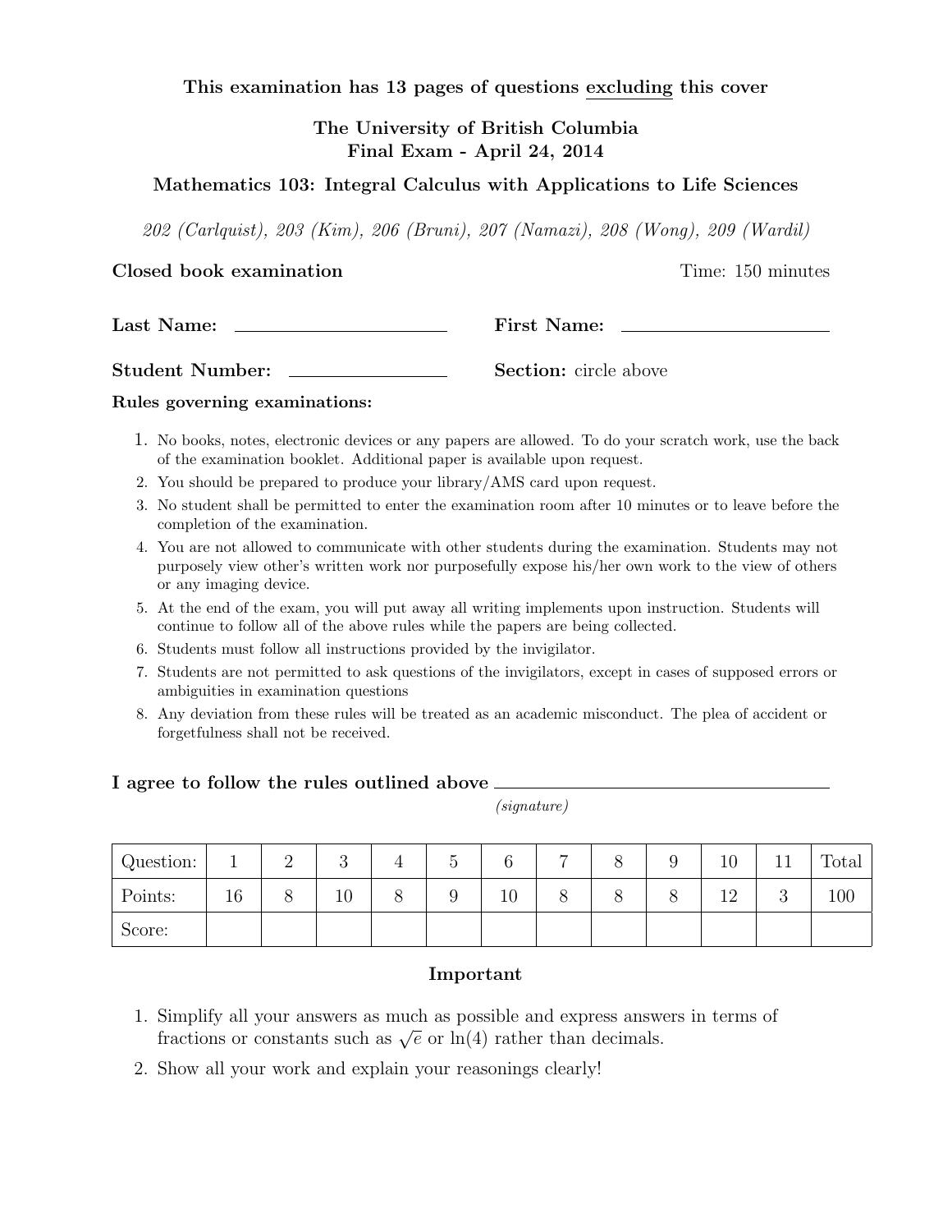**This examination has 13 pages of questions excluding this cover**

**The University of British Columbia**
**Final Exam - April 24, 2014**

**Mathematics 103: Integral Calculus with Applications to Life Sciences**

*202 (Carlquist), 203 (Kim), 206 (Bruni), 207 (Namazi), 208 (Wong), 209 (Wardil)*

**Closed book examination** Time: 150 minutes

**Last Name:** ____________________ **First Name:** ____________________

**Student Number:** ____________________ **Section:** circle above

**Rules governing examinations:**

1. No books, notes, electronic devices or any papers are allowed. To do your scratch work, use the back of the examination booklet. Additional paper is available upon request.
2. You should be prepared to produce your library/AMS card upon request.
3. No student shall be permitted to enter the examination room after 10 minutes or to leave before the completion of the examination.
4. You are not allowed to communicate with other students during the examination. Students may not purposely view other's written work nor purposefully expose his/her own work to the view of others or any imaging device.
5. At the end of the exam, you will put away all writing implements upon instruction. Students will continue to follow all of the above rules while the papers are being collected.
6. Students must follow all instructions provided by the invigilator.
7. Students are not permitted to ask questions of the invigilators, except in cases of supposed errors or ambiguities in examination questions
8. Any deviation from these rules will be treated as an academic misconduct. The plea of accident or forgetfulness shall not be received.

**I agree to follow the rules outlined above** ______________________________
*(signature)*

| Question: | 1 | 2 | 3 | 4 | 5 | 6 | 7 | 8 | 9 | 10 | 11 | Total |
|---|---|---|---|---|---|---|---|---|---|---|---|---|
| Points: | 16 | 8 | 10 | 8 | 9 | 10 | 8 | 8 | 8 | 12 | 3 | 100 |
| Score: | | | | | | | | | | | | |

## Important

1. Simplify all your answers as much as possible and express answers in terms of fractions or constants such as $\sqrt{e}$ or $\ln(4)$ rather than decimals.
2. Show all your work and explain your reasonings clearly!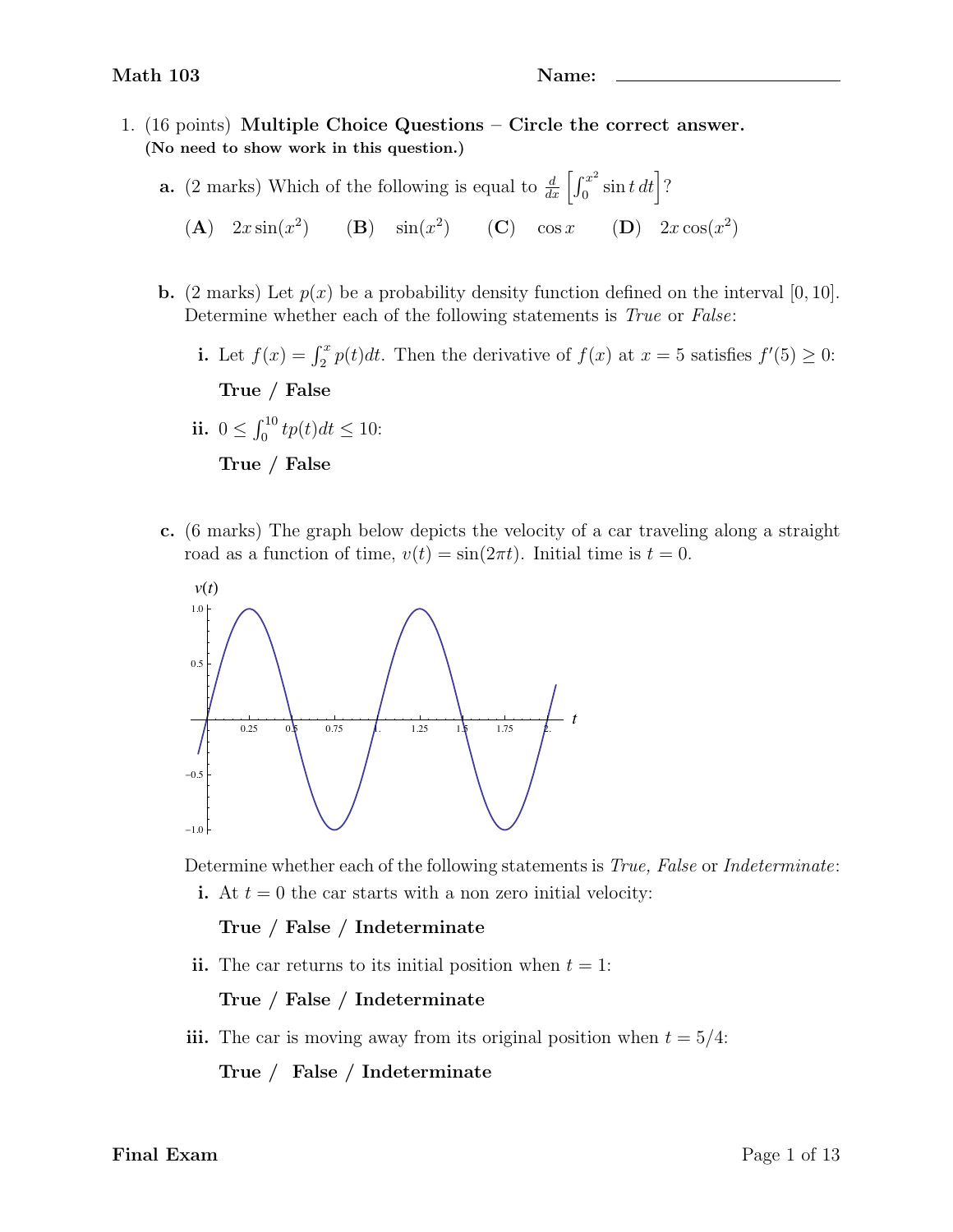1. (16 points) **Multiple Choice Questions – Circle the correct answer.**
   **(No need to show work in this question.)**

   **a.** (2 marks) Which of the following is equal to $\frac{d}{dx}\left[\int_0^{x^2} \sin t \, dt\right]$?

   **(A)** $2x\sin(x^2)$  **(B)** $\sin(x^2)$  **(C)** $\cos x$  **(D)** $2x\cos(x^2)$

   **b.** (2 marks) Let $p(x)$ be a probability density function defined on the interval $[0, 10]$. Determine whether each of the following statements is *True* or *False*:

   **i.** Let $f(x) = \int_2^x p(t)dt$. Then the derivative of $f(x)$ at $x = 5$ satisfies $f'(5) \geq 0$:

   **True / False**

   **ii.** $0 \leq \int_0^{10} tp(t)dt \leq 10$:

   **True / False**

   **c.** (6 marks) The graph below depicts the velocity of a car traveling along a straight road as a function of time, $v(t) = \sin(2\pi t)$. Initial time is $t = 0$.

   Determine whether each of the following statements is *True, False* or *Indeterminate*:

   **i.** At $t = 0$ the car starts with a non zero initial velocity:

   **True / False / Indeterminate**

   **ii.** The car returns to its initial position when $t = 1$:

   **True / False / Indeterminate**

   **iii.** The car is moving away from its original position when $t = 5/4$:

   **True / False / Indeterminate**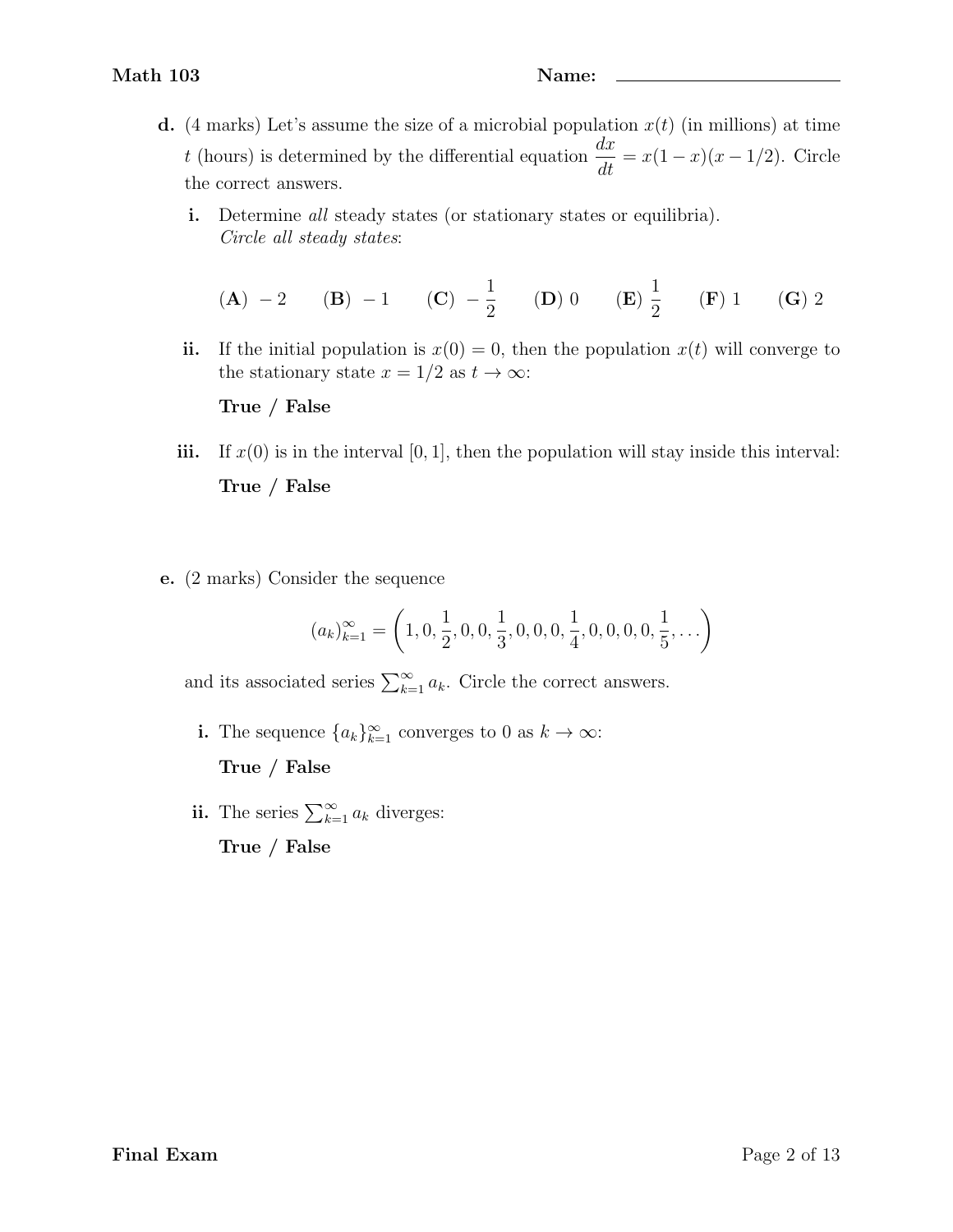**d.** (4 marks) Let's assume the size of a microbial population $x(t)$ (in millions) at time $t$ (hours) is determined by the differential equation $\dfrac{dx}{dt} = x(1-x)(x-1/2)$. Circle the correct answers.

**i.** Determine *all* steady states (or stationary states or equilibria).
*Circle all steady states*:

(**A**) $-2$ (**B**) $-1$ (**C**) $-\dfrac{1}{2}$ (**D**) $0$ (**E**) $\dfrac{1}{2}$ (**F**) $1$ (**G**) $2$

**ii.** If the initial population is $x(0) = 0$, then the population $x(t)$ will converge to the stationary state $x = 1/2$ as $t \to \infty$:

**True / False**

**iii.** If $x(0)$ is in the interval $[0, 1]$, then the population will stay inside this interval:

**True / False**

**e.** (2 marks) Consider the sequence

$$(a_k)_{k=1}^{\infty} = \left(1, 0, \frac{1}{2}, 0, 0, \frac{1}{3}, 0, 0, 0, \frac{1}{4}, 0, 0, 0, 0, \frac{1}{5}, \dots\right)$$

and its associated series $\sum_{k=1}^{\infty} a_k$. Circle the correct answers.

**i.** The sequence $\{a_k\}_{k=1}^{\infty}$ converges to 0 as $k \to \infty$:

**True / False**

**ii.** The series $\sum_{k=1}^{\infty} a_k$ diverges:

**True / False**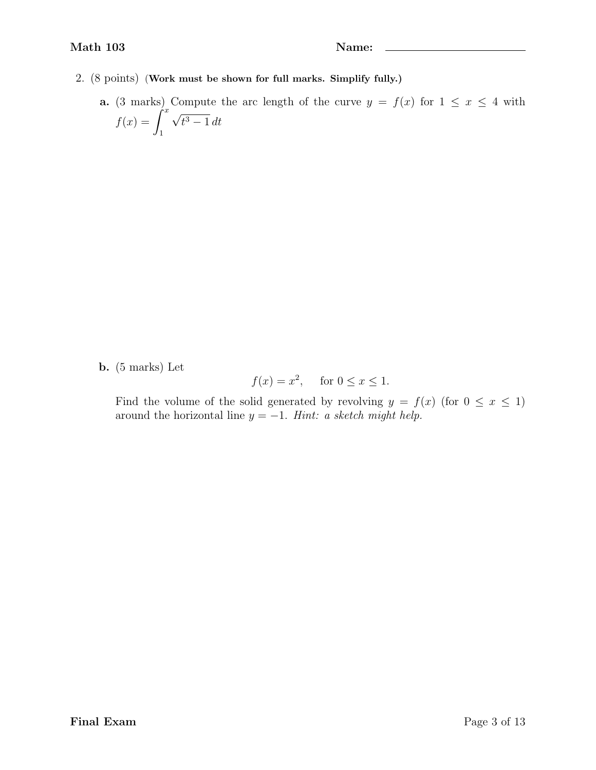**Name:** ____________________

2. (8 points) (**Work must be shown for full marks. Simplify fully.**)

   **a.** (3 marks) Compute the arc length of the curve $y = f(x)$ for $1 \leq x \leq 4$ with $f(x) = \displaystyle\int_1^x \sqrt{t^3 - 1}\, dt$

   **b.** (5 marks) Let

   $$f(x) = x^2, \quad \text{for } 0 \leq x \leq 1.$$

   Find the volume of the solid generated by revolving $y = f(x)$ (for $0 \leq x \leq 1$) around the horizontal line $y = -1$. *Hint: a sketch might help.*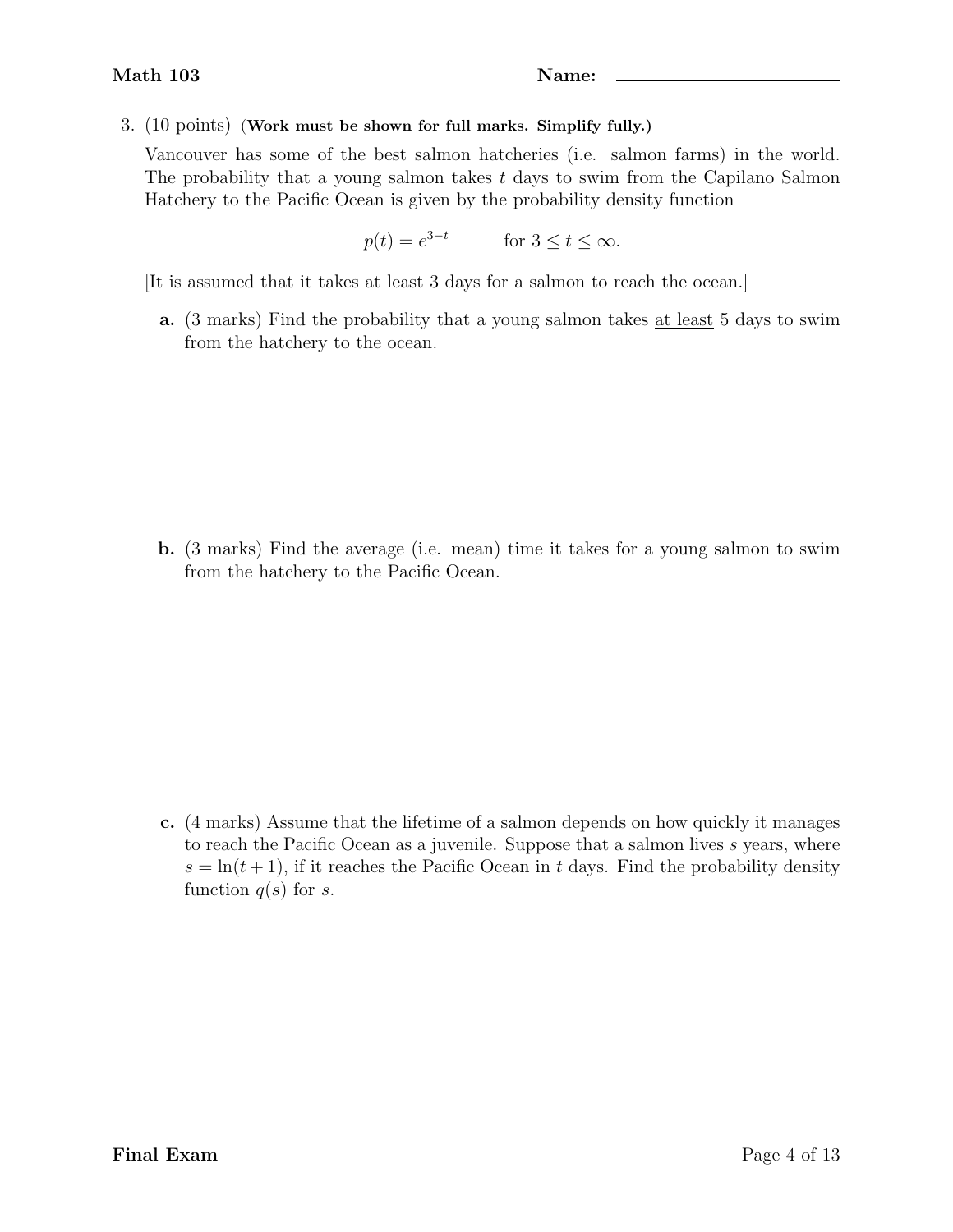3. (10 points) (**Work must be shown for full marks. Simplify fully.**)

Vancouver has some of the best salmon hatcheries (i.e. salmon farms) in the world. The probability that a young salmon takes $t$ days to swim from the Capilano Salmon Hatchery to the Pacific Ocean is given by the probability density function

$$p(t) = e^{3-t} \qquad \text{for } 3 \leq t \leq \infty.$$

[It is assumed that it takes at least 3 days for a salmon to reach the ocean.]

**a.** (3 marks) Find the probability that a young salmon takes <u>at least</u> 5 days to swim from the hatchery to the ocean.

**b.** (3 marks) Find the average (i.e. mean) time it takes for a young salmon to swim from the hatchery to the Pacific Ocean.

**c.** (4 marks) Assume that the lifetime of a salmon depends on how quickly it manages to reach the Pacific Ocean as a juvenile. Suppose that a salmon lives $s$ years, where $s = \ln(t + 1)$, if it reaches the Pacific Ocean in $t$ days. Find the probability density function $q(s)$ for $s$.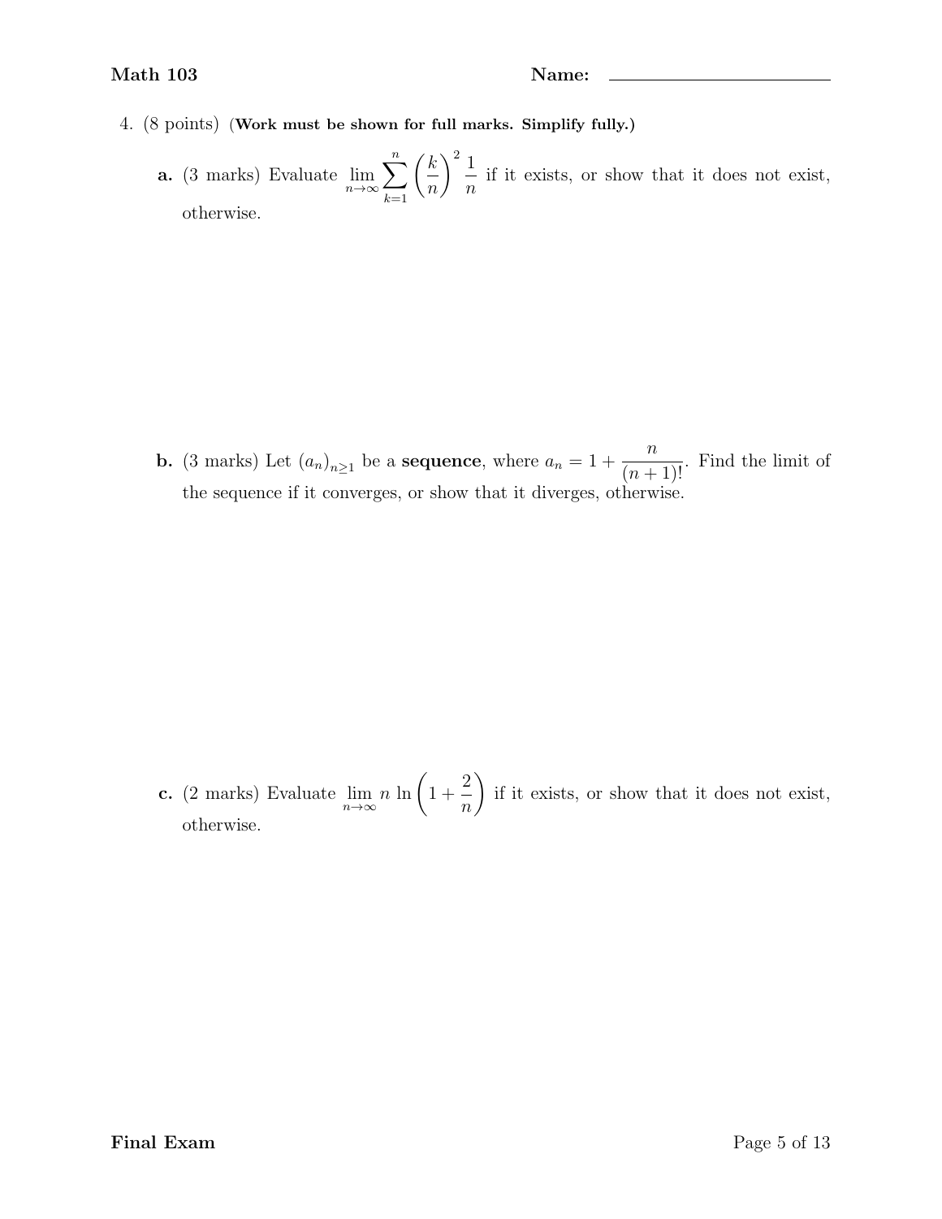4. (8 points) (**Work must be shown for full marks. Simplify fully.**)

**a.** (3 marks) Evaluate $\lim_{n\to\infty} \sum_{k=1}^{n} \left(\frac{k}{n}\right)^2 \frac{1}{n}$ if it exists, or show that it does not exist, otherwise.

**b.** (3 marks) Let $(a_n)_{n\geq 1}$ be a **sequence**, where $a_n = 1 + \frac{n}{(n+1)!}$. Find the limit of the sequence if it converges, or show that it diverges, otherwise.

**c.** (2 marks) Evaluate $\lim_{n\to\infty} n \ln\left(1 + \frac{2}{n}\right)$ if it exists, or show that it does not exist, otherwise.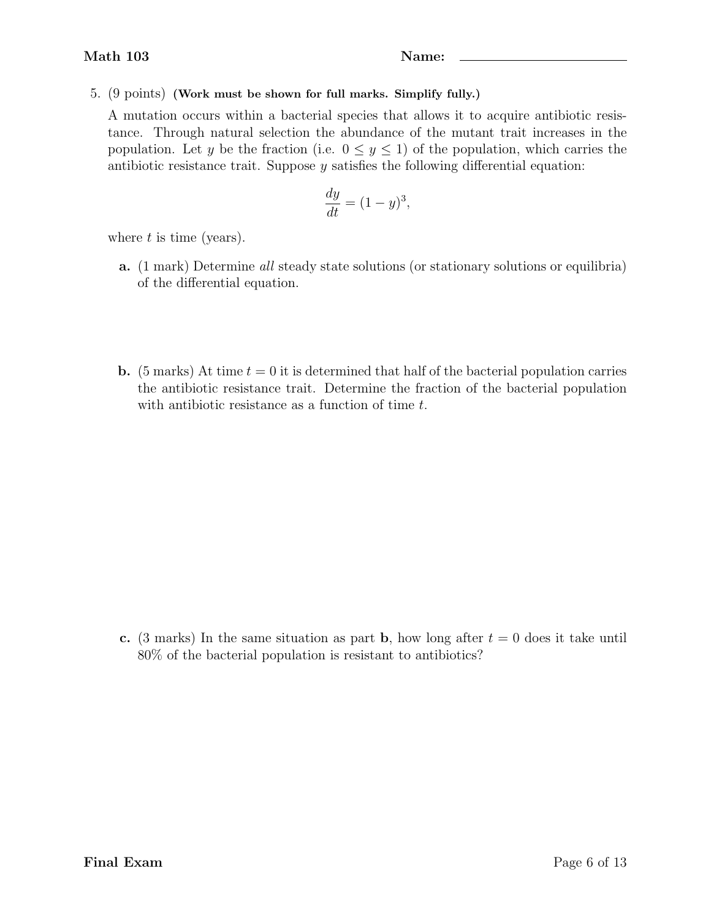5. (9 points) **(Work must be shown for full marks. Simplify fully.)**

A mutation occurs within a bacterial species that allows it to acquire antibiotic resistance. Through natural selection the abundance of the mutant trait increases in the population. Let $y$ be the fraction (i.e. $0 \leq y \leq 1$) of the population, which carries the antibiotic resistance trait. Suppose $y$ satisfies the following differential equation:

$$\frac{dy}{dt} = (1 - y)^3,$$

where $t$ is time (years).

**a.** (1 mark) Determine *all* steady state solutions (or stationary solutions or equilibria) of the differential equation.

**b.** (5 marks) At time $t = 0$ it is determined that half of the bacterial population carries the antibiotic resistance trait. Determine the fraction of the bacterial population with antibiotic resistance as a function of time $t$.

**c.** (3 marks) In the same situation as part **b**, how long after $t = 0$ does it take until 80% of the bacterial population is resistant to antibiotics?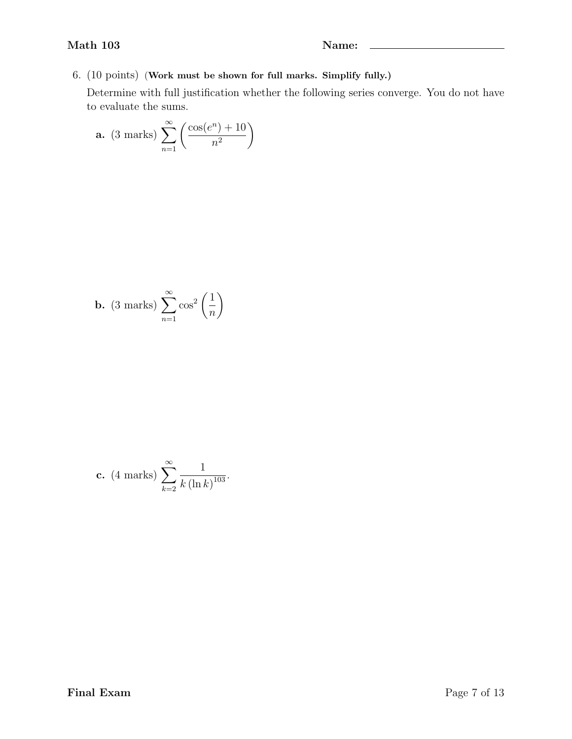6. (10 points) (**Work must be shown for full marks. Simplify fully.**)

Determine with full justification whether the following series converge. You do not have to evaluate the sums.

**a.** (3 marks) $\displaystyle\sum_{n=1}^{\infty}\left(\frac{\cos(e^n)+10}{n^2}\right)$

**b.** (3 marks) $\displaystyle\sum_{n=1}^{\infty}\cos^2\left(\frac{1}{n}\right)$

**c.** (4 marks) $\displaystyle\sum_{k=2}^{\infty}\frac{1}{k\,(\ln k)^{103}}.$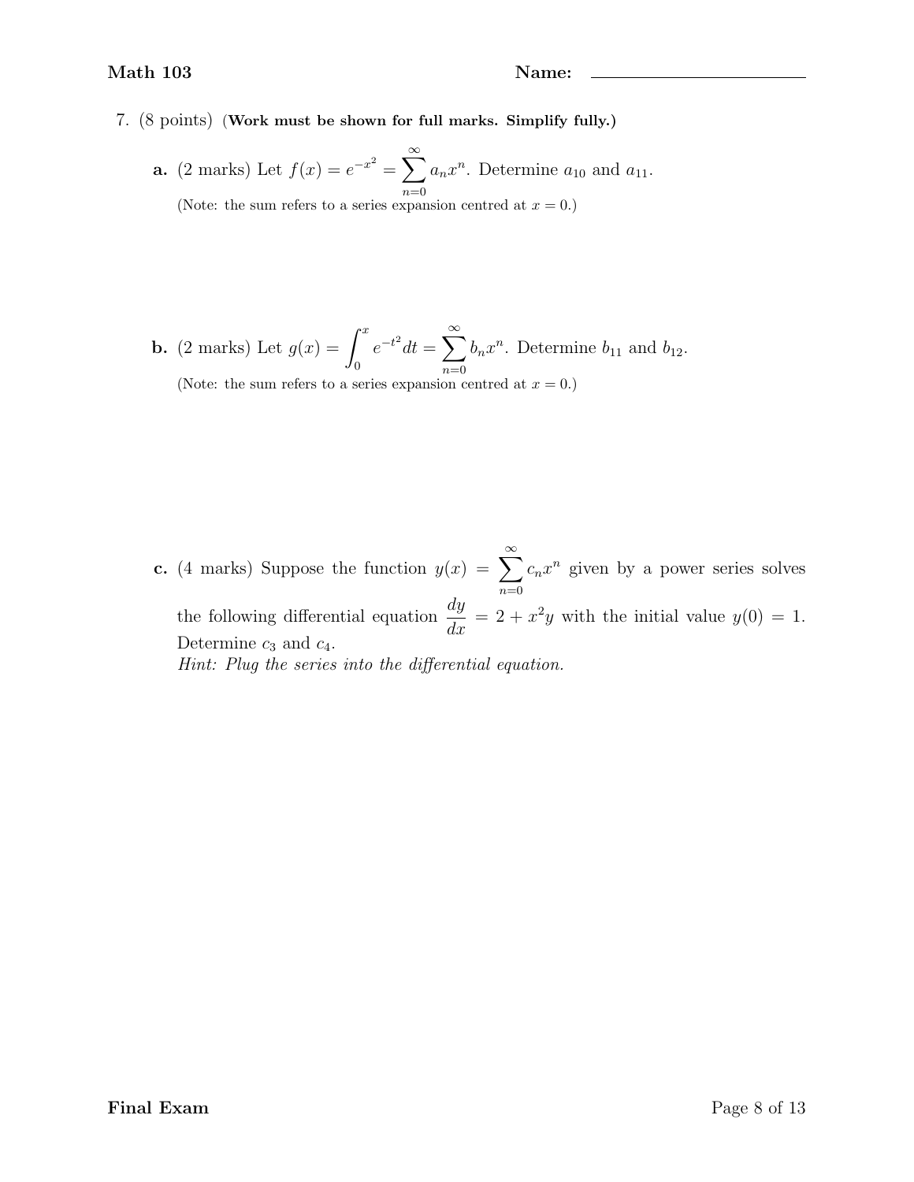7. (8 points) (**Work must be shown for full marks. Simplify fully.**)

**a.** (2 marks) Let $f(x) = e^{-x^2} = \sum_{n=0}^{\infty} a_n x^n$. Determine $a_{10}$ and $a_{11}$.

(Note: the sum refers to a series expansion centred at $x = 0$.)

**b.** (2 marks) Let $g(x) = \int_0^x e^{-t^2} dt = \sum_{n=0}^{\infty} b_n x^n$. Determine $b_{11}$ and $b_{12}$.

(Note: the sum refers to a series expansion centred at $x = 0$.)

**c.** (4 marks) Suppose the function $y(x) = \sum_{n=0}^{\infty} c_n x^n$ given by a power series solves the following differential equation $\frac{dy}{dx} = 2 + x^2 y$ with the initial value $y(0) = 1$. Determine $c_3$ and $c_4$.

*Hint: Plug the series into the differential equation.*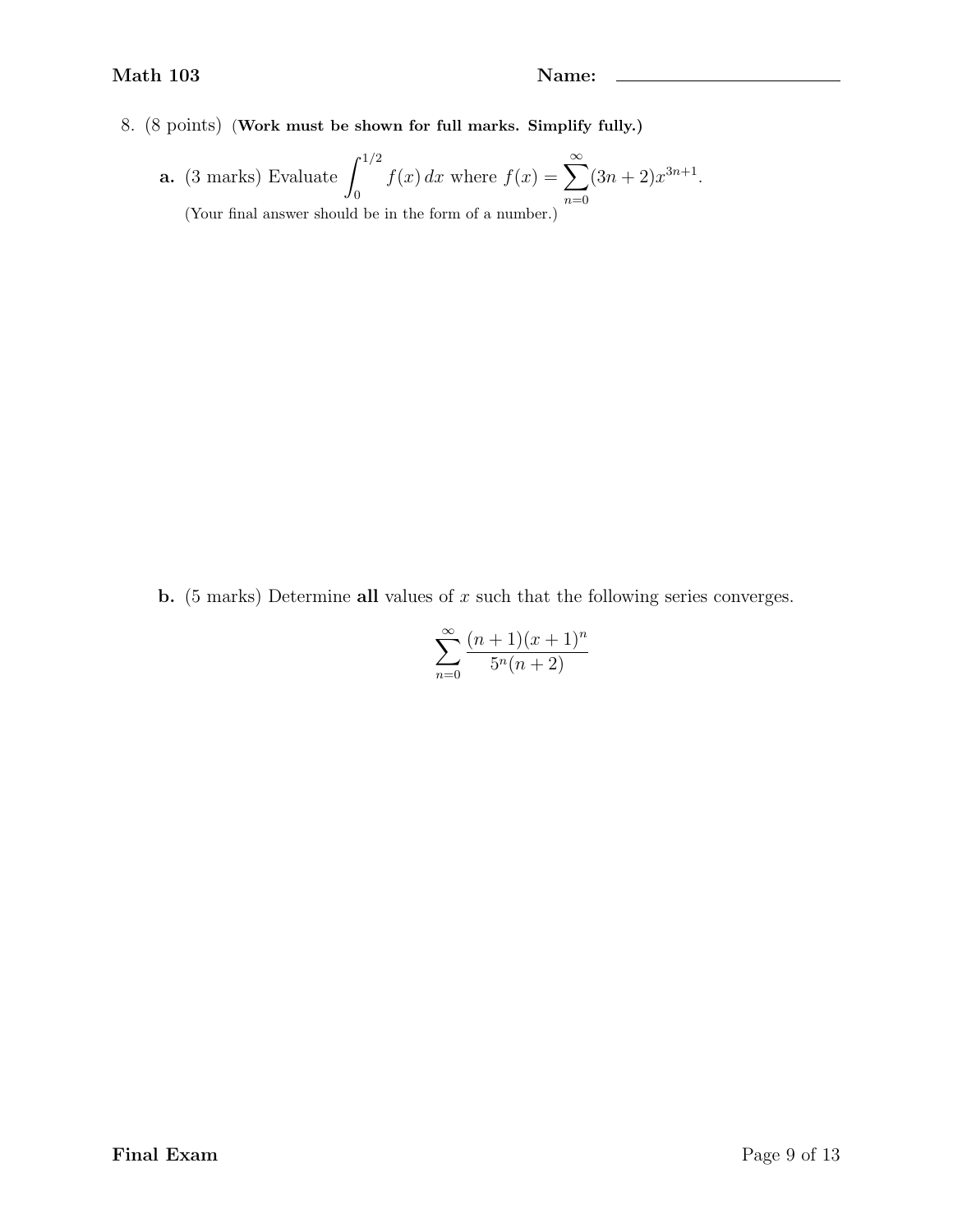8. (8 points) **(Work must be shown for full marks. Simplify fully.)**

**a.** (3 marks) Evaluate $\int_0^{1/2} f(x)\,dx$ where $f(x) = \sum_{n=0}^{\infty}(3n+2)x^{3n+1}$.

(Your final answer should be in the form of a number.)

**b.** (5 marks) Determine **all** values of $x$ such that the following series converges.

$$\sum_{n=0}^{\infty} \frac{(n+1)(x+1)^n}{5^n(n+2)}$$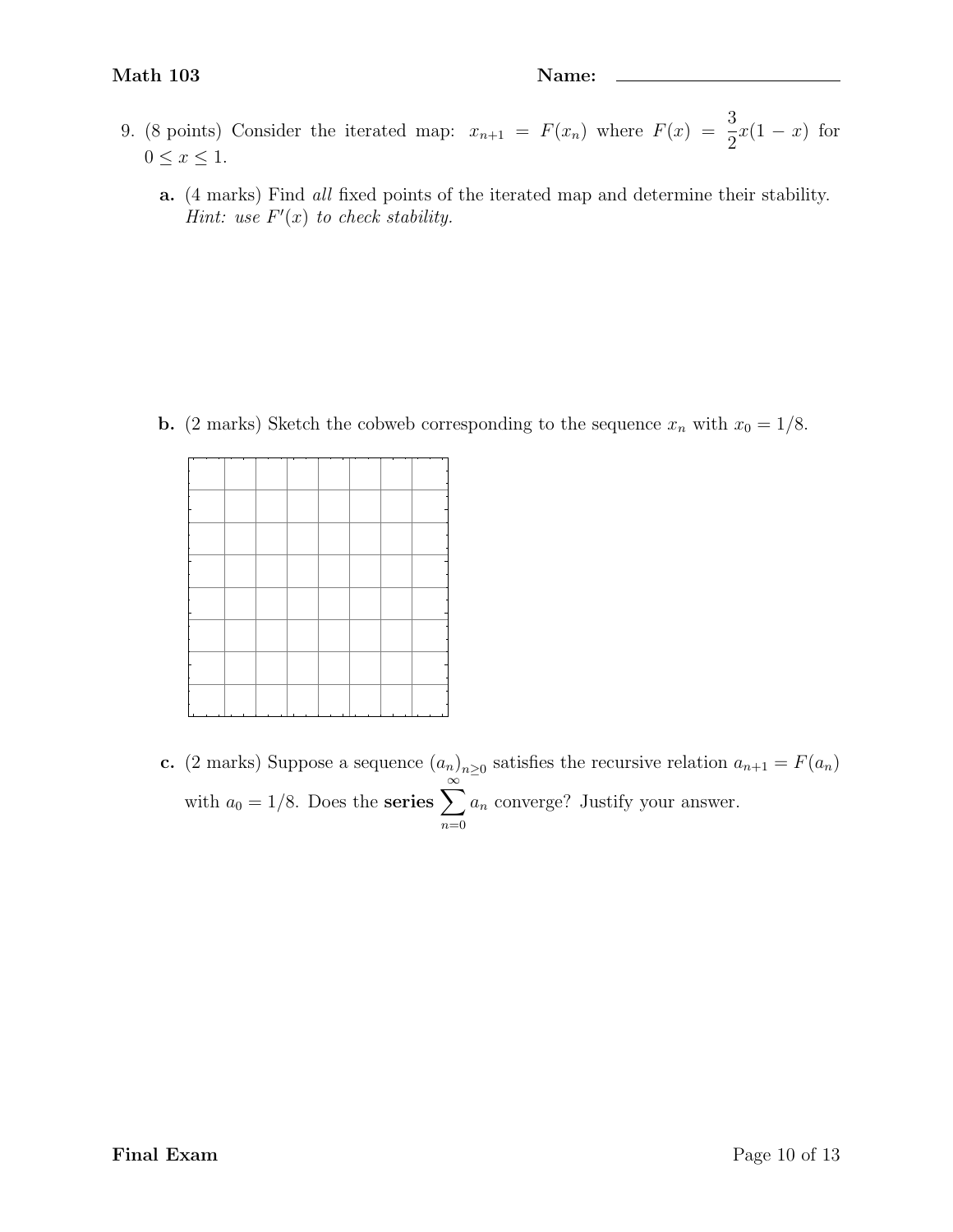9. (8 points) Consider the iterated map: $x_{n+1} = F(x_n)$ where $F(x) = \dfrac{3}{2}x(1-x)$ for $0 \leq x \leq 1$.

   **a.** (4 marks) Find *all* fixed points of the iterated map and determine their stability. *Hint: use $F'(x)$ to check stability.*

   **b.** (2 marks) Sketch the cobweb corresponding to the sequence $x_n$ with $x_0 = 1/8$.

   **c.** (2 marks) Suppose a sequence $(a_n)_{n\geq 0}$ satisfies the recursive relation $a_{n+1} = F(a_n)$ with $a_0 = 1/8$. Does the **series** $\displaystyle\sum_{n=0}^{\infty} a_n$ converge? Justify your answer.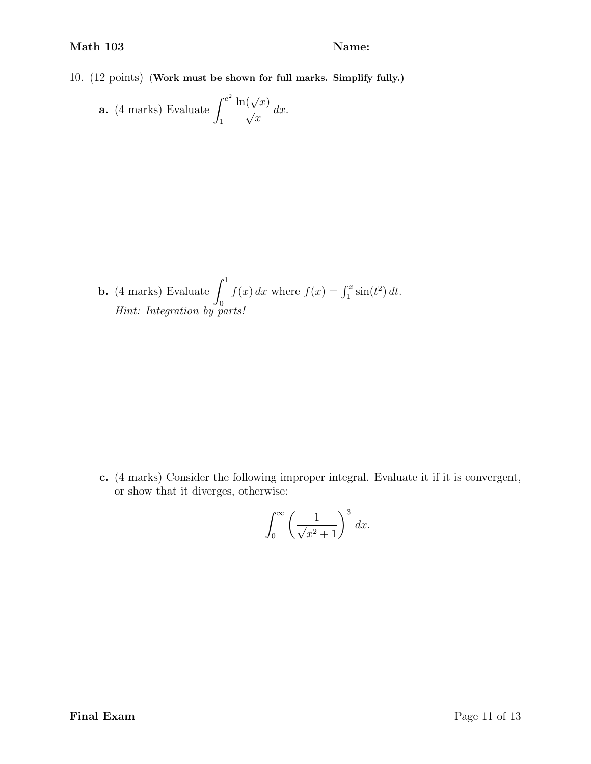**Math 103** **Name:** ____________________

10. (12 points) (**Work must be shown for full marks. Simplify fully.**)

**a.** (4 marks) Evaluate $\displaystyle\int_1^{e^2} \frac{\ln(\sqrt{x})}{\sqrt{x}}\,dx$.

**b.** (4 marks) Evaluate $\displaystyle\int_0^1 f(x)\,dx$ where $f(x) = \int_1^x \sin(t^2)\,dt$.
*Hint: Integration by parts!*

**c.** (4 marks) Consider the following improper integral. Evaluate it if it is convergent, or show that it diverges, otherwise:

$$\int_0^\infty \left(\frac{1}{\sqrt{x^2+1}}\right)^3 dx.$$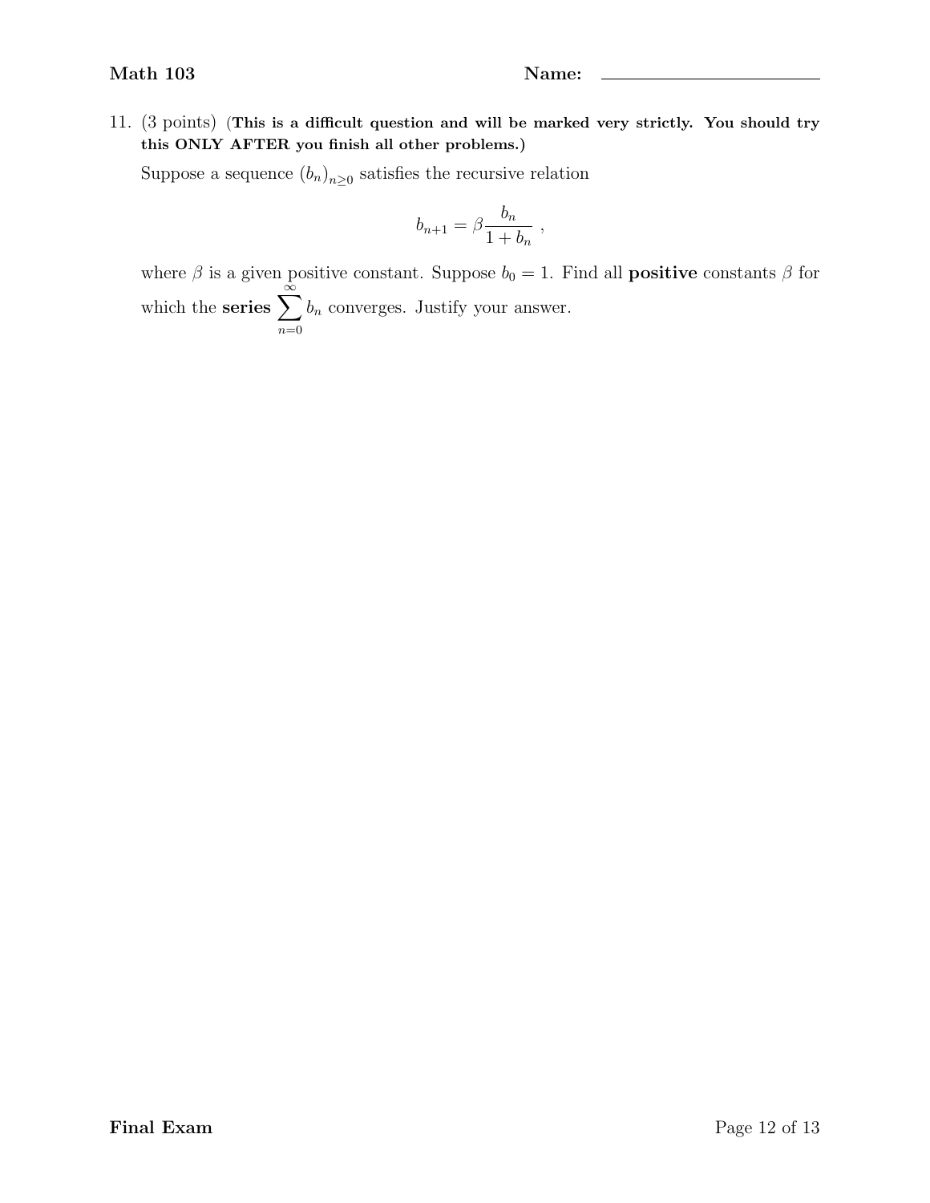11. (3 points) (**This is a difficult question and will be marked very strictly. You should try this ONLY AFTER you finish all other problems.**)

Suppose a sequence $(b_n)_{n \geq 0}$ satisfies the recursive relation

$$b_{n+1} = \beta \frac{b_n}{1 + b_n} \ ,$$

where $\beta$ is a given positive constant. Suppose $b_0 = 1$. Find all **positive** constants $\beta$ for which the **series** $\sum_{n=0}^{\infty} b_n$ converges. Justify your answer.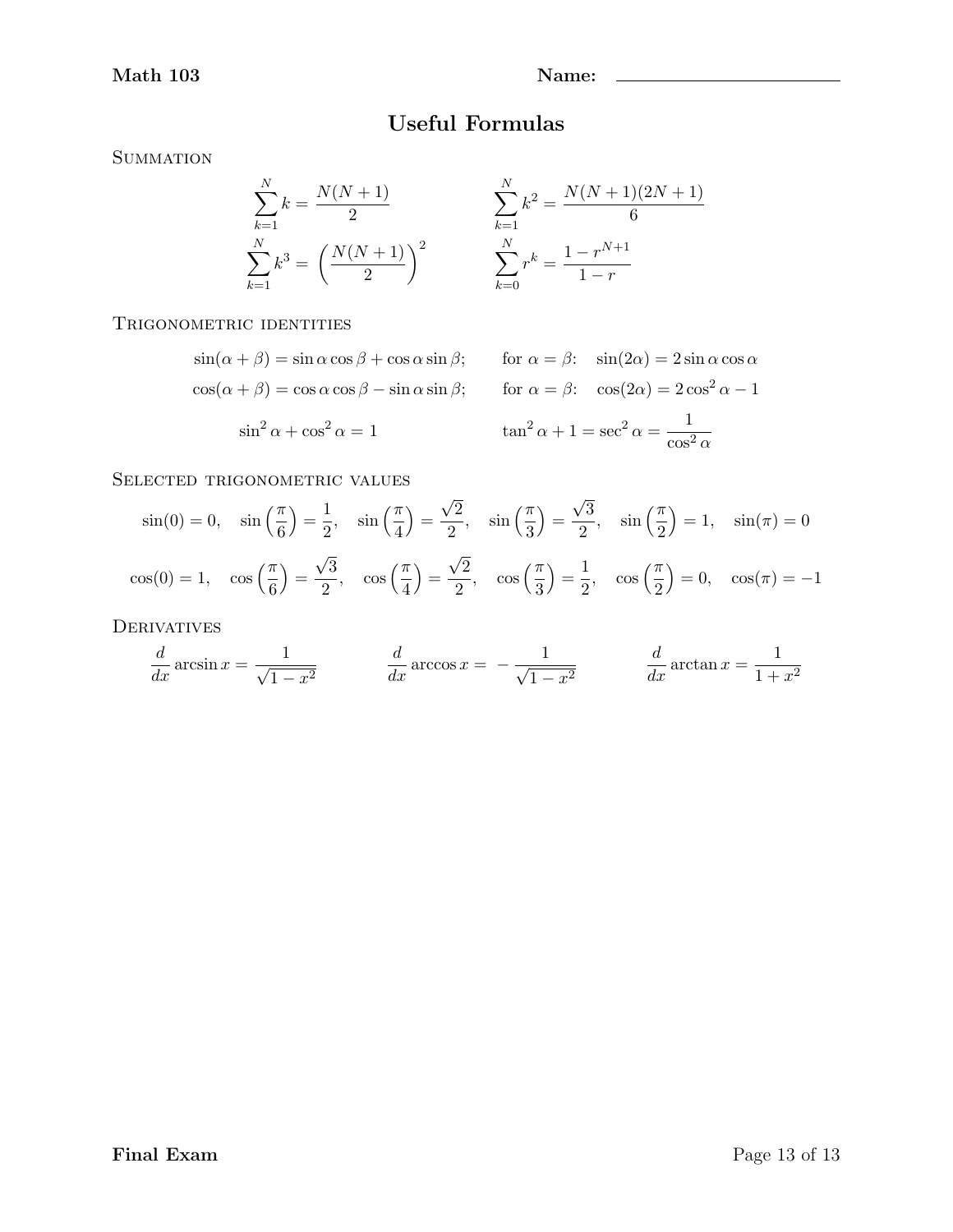**Name:** ________________________

## Useful Formulas

### Summation

$$\sum_{k=1}^{N} k = \frac{N(N+1)}{2} \qquad \sum_{k=1}^{N} k^2 = \frac{N(N+1)(2N+1)}{6}$$

$$\sum_{k=1}^{N} k^3 = \left(\frac{N(N+1)}{2}\right)^2 \qquad \sum_{k=0}^{N} r^k = \frac{1-r^{N+1}}{1-r}$$

### Trigonometric identities

$$\sin(\alpha+\beta) = \sin\alpha\cos\beta + \cos\alpha\sin\beta; \qquad \text{for } \alpha=\beta: \quad \sin(2\alpha) = 2\sin\alpha\cos\alpha$$

$$\cos(\alpha+\beta) = \cos\alpha\cos\beta - \sin\alpha\sin\beta; \qquad \text{for } \alpha=\beta: \quad \cos(2\alpha) = 2\cos^2\alpha - 1$$

$$\sin^2\alpha + \cos^2\alpha = 1 \qquad \tan^2\alpha + 1 = \sec^2\alpha = \frac{1}{\cos^2\alpha}$$

### Selected trigonometric values

$$\sin(0) = 0, \quad \sin\left(\frac{\pi}{6}\right) = \frac{1}{2}, \quad \sin\left(\frac{\pi}{4}\right) = \frac{\sqrt{2}}{2}, \quad \sin\left(\frac{\pi}{3}\right) = \frac{\sqrt{3}}{2}, \quad \sin\left(\frac{\pi}{2}\right) = 1, \quad \sin(\pi) = 0$$

$$\cos(0) = 1, \quad \cos\left(\frac{\pi}{6}\right) = \frac{\sqrt{3}}{2}, \quad \cos\left(\frac{\pi}{4}\right) = \frac{\sqrt{2}}{2}, \quad \cos\left(\frac{\pi}{3}\right) = \frac{1}{2}, \quad \cos\left(\frac{\pi}{2}\right) = 0, \quad \cos(\pi) = -1$$

### Derivatives

$$\frac{d}{dx}\arcsin x = \frac{1}{\sqrt{1-x^2}} \qquad \frac{d}{dx}\arccos x = -\frac{1}{\sqrt{1-x^2}} \qquad \frac{d}{dx}\arctan x = \frac{1}{1+x^2}$$